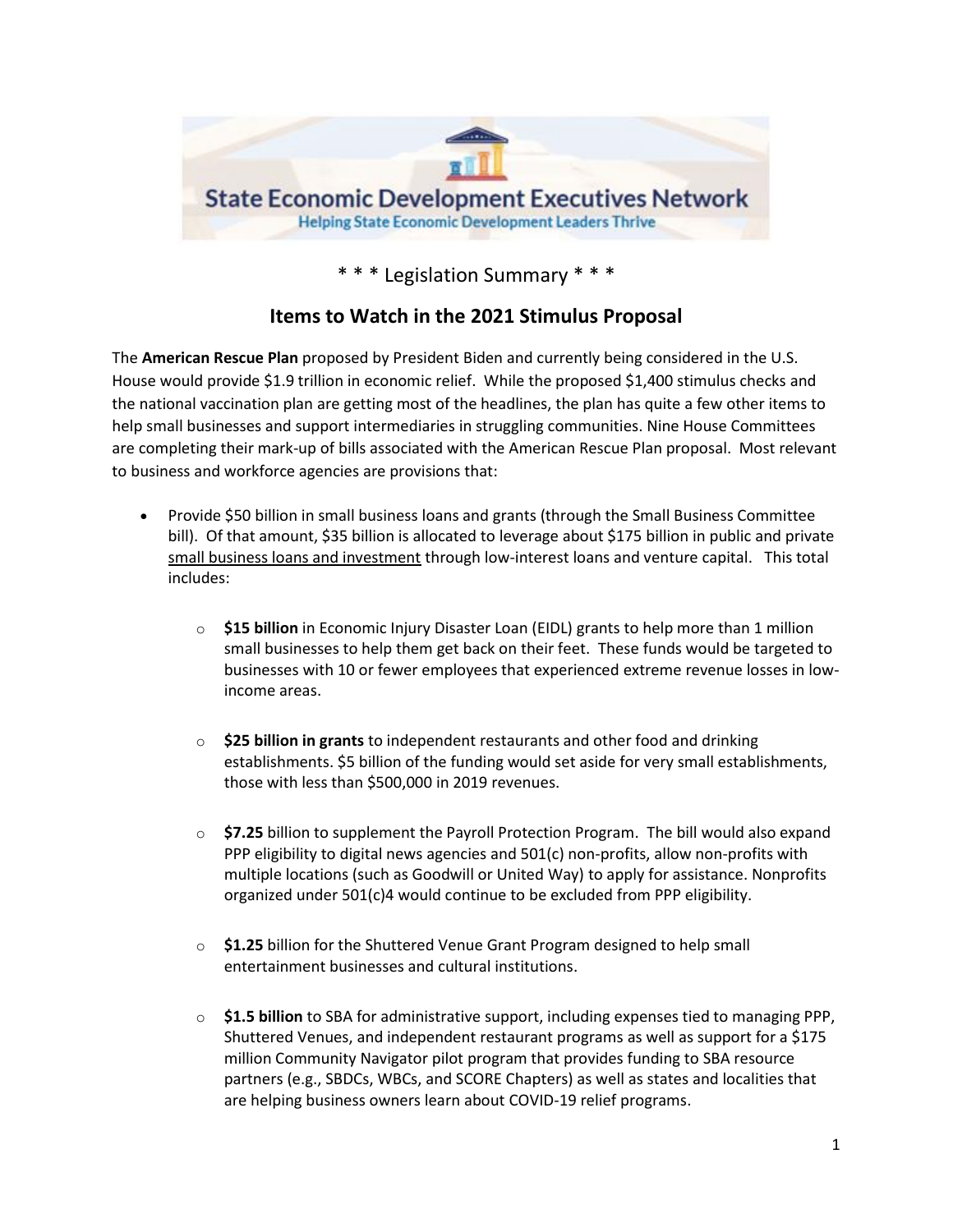State Economic Development Executives Network

Helping State Economic Development Leaders Thrive

\* \* \* Legislation Summary \* \* \*

## Items to Watch in the 2021 Stimulus Proposal

The **American Rescue Plan** proposed by President Biden and currently being considered in the U.S. House would provide $1.9 trillion in economic relief. While the proposed $1,400 stimulus checks and the national vaccination plan are getting most of the headlines, the plan has quite a few other items to help small businesses and support intermediaries in struggling communities. Nine House Committees are completing their mark-up of bills associated with the American Rescue Plan proposal. Most relevant to business and workforce agencies are provisions that:

- Provide $50 billion in small business loans and grants (through the Small Business Committee bill). Of that amount, $35 billion is allocated to leverage about $175 billion in public and private small business loans and investment through low-interest loans and venture capital. This total includes:

  - **$15 billion** in Economic Injury Disaster Loan (EIDL) grants to help more than 1 million small businesses to help them get back on their feet. These funds would be targeted to businesses with 10 or fewer employees that experienced extreme revenue losses in low-income areas.

  - **$25 billion in grants** to independent restaurants and other food and drinking establishments. $5 billion of the funding would set aside for very small establishments, those with less than $500,000 in 2019 revenues.

  - **$7.25** billion to supplement the Payroll Protection Program. The bill would also expand PPP eligibility to digital news agencies and 501(c) non-profits, allow non-profits with multiple locations (such as Goodwill or United Way) to apply for assistance. Nonprofits organized under 501(c)4 would continue to be excluded from PPP eligibility.

  - **$1.25** billion for the Shuttered Venue Grant Program designed to help small entertainment businesses and cultural institutions.

  - **$1.5 billion** to SBA for administrative support, including expenses tied to managing PPP, Shuttered Venues, and independent restaurant programs as well as support for a $175 million Community Navigator pilot program that provides funding to SBA resource partners (e.g., SBDCs, WBCs, and SCORE Chapters) as well as states and localities that are helping business owners learn about COVID-19 relief programs.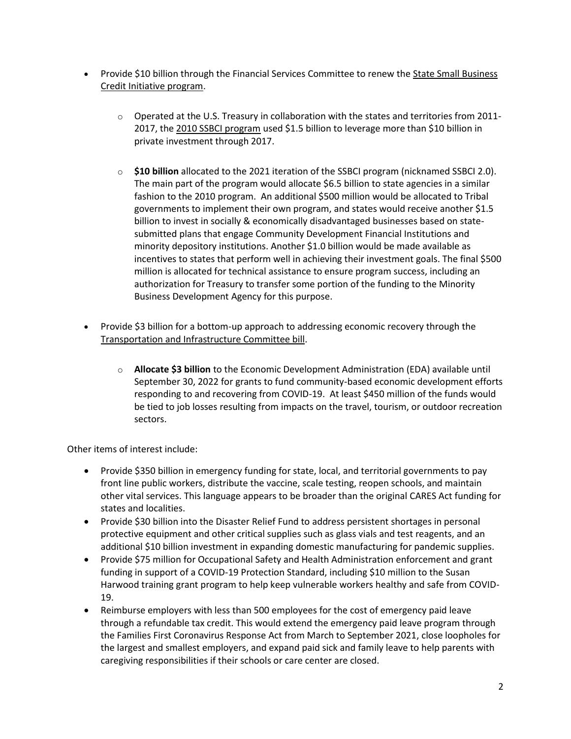- Provide $10 billion through the Financial Services Committee to renew the State Small Business Credit Initiative program.

    - Operated at the U.S. Treasury in collaboration with the states and territories from 2011-2017, the 2010 SSBCI program used $1.5 billion to leverage more than $10 billion in private investment through 2017.

    - **$10 billion** allocated to the 2021 iteration of the SSBCI program (nicknamed SSBCI 2.0). The main part of the program would allocate $6.5 billion to state agencies in a similar fashion to the 2010 program. An additional $500 million would be allocated to Tribal governments to implement their own program, and states would receive another $1.5 billion to invest in socially & economically disadvantaged businesses based on state-submitted plans that engage Community Development Financial Institutions and minority depository institutions. Another $1.0 billion would be made available as incentives to states that perform well in achieving their investment goals. The final $500 million is allocated for technical assistance to ensure program success, including an authorization for Treasury to transfer some portion of the funding to the Minority Business Development Agency for this purpose.

- Provide $3 billion for a bottom-up approach to addressing economic recovery through the Transportation and Infrastructure Committee bill.

    - **Allocate $3 billion** to the Economic Development Administration (EDA) available until September 30, 2022 for grants to fund community-based economic development efforts responding to and recovering from COVID-19. At least $450 million of the funds would be tied to job losses resulting from impacts on the travel, tourism, or outdoor recreation sectors.

Other items of interest include:

- Provide $350 billion in emergency funding for state, local, and territorial governments to pay front line public workers, distribute the vaccine, scale testing, reopen schools, and maintain other vital services. This language appears to be broader than the original CARES Act funding for states and localities.
- Provide $30 billion into the Disaster Relief Fund to address persistent shortages in personal protective equipment and other critical supplies such as glass vials and test reagents, and an additional $10 billion investment in expanding domestic manufacturing for pandemic supplies.
- Provide $75 million for Occupational Safety and Health Administration enforcement and grant funding in support of a COVID-19 Protection Standard, including $10 million to the Susan Harwood training grant program to help keep vulnerable workers healthy and safe from COVID-19.
- Reimburse employers with less than 500 employees for the cost of emergency paid leave through a refundable tax credit. This would extend the emergency paid leave program through the Families First Coronavirus Response Act from March to September 2021, close loopholes for the largest and smallest employers, and expand paid sick and family leave to help parents with caregiving responsibilities if their schools or care center are closed.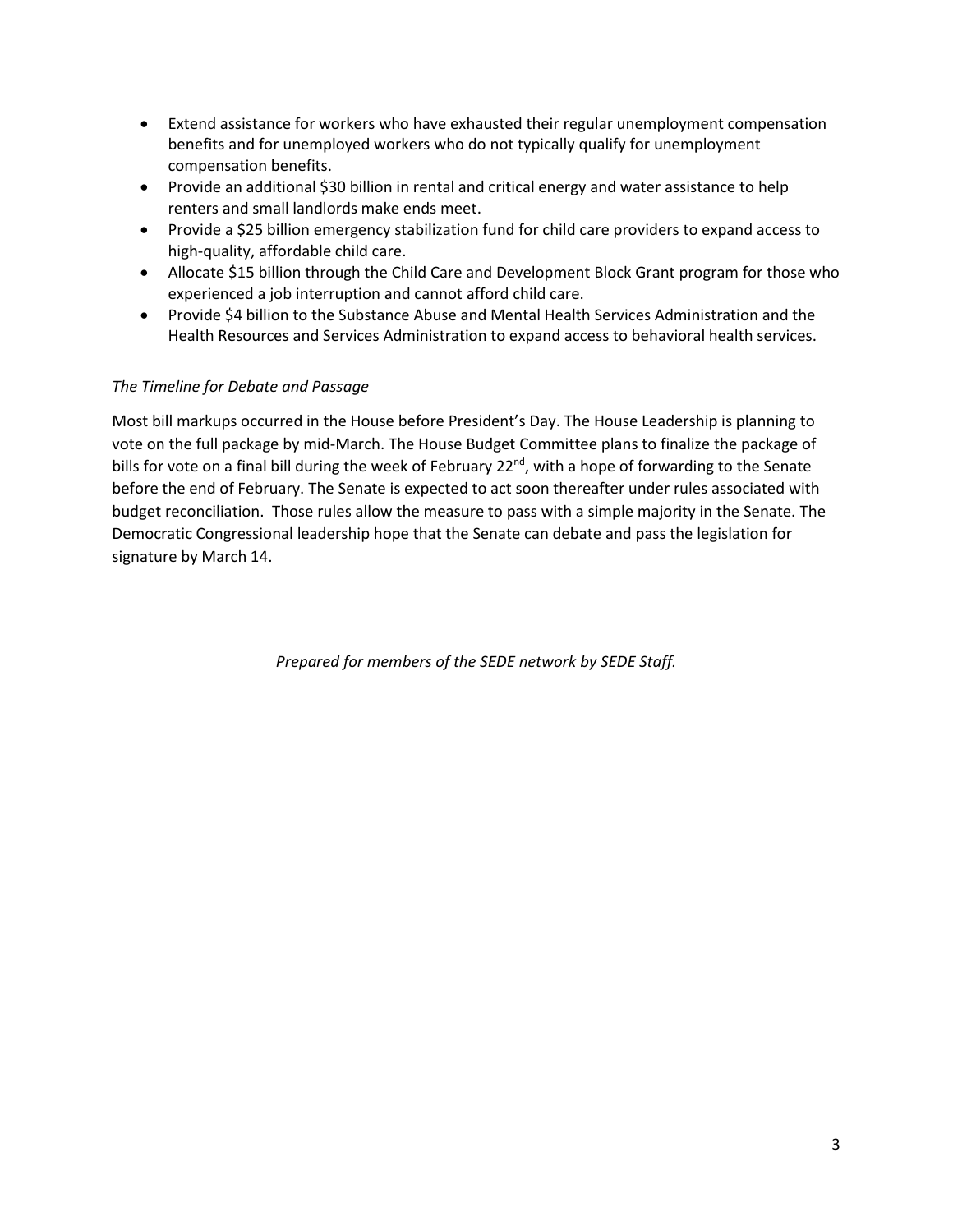- Extend assistance for workers who have exhausted their regular unemployment compensation benefits and for unemployed workers who do not typically qualify for unemployment compensation benefits.
- Provide an additional $30 billion in rental and critical energy and water assistance to help renters and small landlords make ends meet.
- Provide a $25 billion emergency stabilization fund for child care providers to expand access to high-quality, affordable child care.
- Allocate $15 billion through the Child Care and Development Block Grant program for those who experienced a job interruption and cannot afford child care.
- Provide $4 billion to the Substance Abuse and Mental Health Services Administration and the Health Resources and Services Administration to expand access to behavioral health services.

*The Timeline for Debate and Passage*

Most bill markups occurred in the House before President's Day. The House Leadership is planning to vote on the full package by mid-March. The House Budget Committee plans to finalize the package of bills for vote on a final bill during the week of February 22nd, with a hope of forwarding to the Senate before the end of February. The Senate is expected to act soon thereafter under rules associated with budget reconciliation. Those rules allow the measure to pass with a simple majority in the Senate. The Democratic Congressional leadership hope that the Senate can debate and pass the legislation for signature by March 14.

*Prepared for members of the SEDE network by SEDE Staff.*